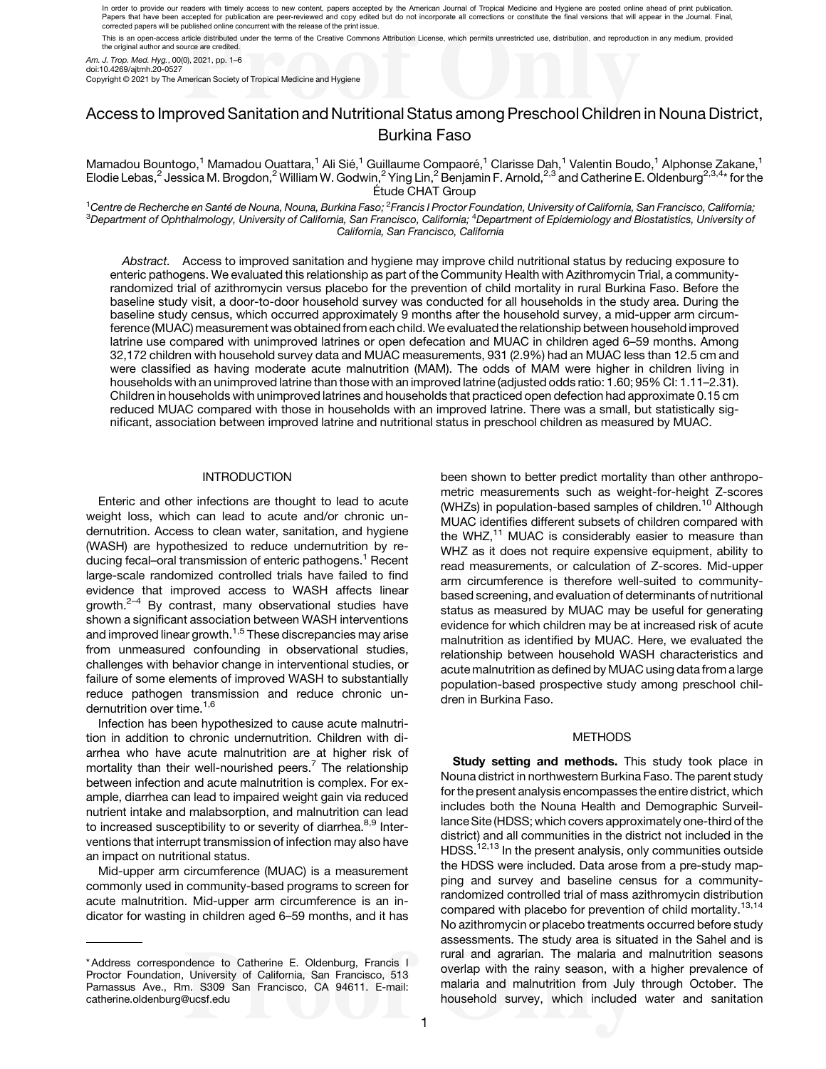In order to provide our readers with timely access to new content, papers accepted by the American Journal of Tropical Medicine and Hygiene are posted online ahead of print publication. Papers that have been accepted for publication are peer-reviewed and copy edited but do not incorporate all corrections or constitute the final versions that will appear in the Journal. Final, corrected papers will be published online concurrent with the release of the print issue.

This is an open-access article distributed under the terms of the Creative Commons Attribution License, which permits unrestricted use, distribution, and reproduction in any medium, provided the original author and source are credited.

*Am. J. Trop. Med. Hyg.*, 00(0), 2021, pp. 1–6
doi:10.4269/ajtmh.20-0527
Copyright © 2021 by The American Society of Tropical Medicine and Hygiene

# Access to Improved Sanitation and Nutritional Status among Preschool Children in Nouna District, Burkina Faso

Mamadou Bountogo,[1] Mamadou Ouattara,[1] Ali Sié,[1] Guillaume Compaoré,[1] Clarisse Dah,[1] Valentin Boudo,[1] Alphonse Zakane,[1] Elodie Lebas,[2] Jessica M. Brogdon,[2] William W. Godwin,[2] Ying Lin,[2] Benjamin F. Arnold,[2,3] and Catherine E. Oldenburg[2,3,4]* for the Étude CHAT Group

[1]*Centre de Recherche en Santé de Nouna, Nouna, Burkina Faso;* [2]*Francis I Proctor Foundation, University of California, San Francisco, California;* [3]*Department of Ophthalmology, University of California, San Francisco, California;* [4]*Department of Epidemiology and Biostatistics, University of California, San Francisco, California*

*Abstract.* Access to improved sanitation and hygiene may improve child nutritional status by reducing exposure to enteric pathogens. We evaluated this relationship as part of the Community Health with Azithromycin Trial, a community-randomized trial of azithromycin versus placebo for the prevention of child mortality in rural Burkina Faso. Before the baseline study visit, a door-to-door household survey was conducted for all households in the study area. During the baseline study census, which occurred approximately 9 months after the household survey, a mid-upper arm circumference (MUAC) measurement was obtained from each child. We evaluated the relationship between household improved latrine use compared with unimproved latrines or open defecation and MUAC in children aged 6–59 months. Among 32,172 children with household survey data and MUAC measurements, 931 (2.9%) had an MUAC less than 12.5 cm and were classified as having moderate acute malnutrition (MAM). The odds of MAM were higher in children living in households with an unimproved latrine than those with an improved latrine (adjusted odds ratio: 1.60; 95% CI: 1.11–2.31). Children in households with unimproved latrines and households that practiced open defection had approximate 0.15 cm reduced MUAC compared with those in households with an improved latrine. There was a small, but statistically significant, association between improved latrine and nutritional status in preschool children as measured by MUAC.

## INTRODUCTION

Enteric and other infections are thought to lead to acute weight loss, which can lead to acute and/or chronic undernutrition. Access to clean water, sanitation, and hygiene (WASH) are hypothesized to reduce undernutrition by reducing fecal–oral transmission of enteric pathogens.[1] Recent large-scale randomized controlled trials have failed to find evidence that improved access to WASH affects linear growth.[2–4] By contrast, many observational studies have shown a significant association between WASH interventions and improved linear growth.[1,5] These discrepancies may arise from unmeasured confounding in observational studies, challenges with behavior change in interventional studies, or failure of some elements of improved WASH to substantially reduce pathogen transmission and reduce chronic undernutrition over time.[1,6]

Infection has been hypothesized to cause acute malnutrition in addition to chronic undernutrition. Children with diarrhea who have acute malnutrition are at higher risk of mortality than their well-nourished peers.[7] The relationship between infection and acute malnutrition is complex. For example, diarrhea can lead to impaired weight gain via reduced nutrient intake and malabsorption, and malnutrition can lead to increased susceptibility to or severity of diarrhea.[8,9] Interventions that interrupt transmission of infection may also have an impact on nutritional status.

Mid-upper arm circumference (MUAC) is a measurement commonly used in community-based programs to screen for acute malnutrition. Mid-upper arm circumference is an indicator for wasting in children aged 6–59 months, and it has been shown to better predict mortality than other anthropometric measurements such as weight-for-height Z-scores (WHZs) in population-based samples of children.[10] Although MUAC identifies different subsets of children compared with the WHZ,[11] MUAC is considerably easier to measure than WHZ as it does not require expensive equipment, ability to read measurements, or calculation of Z-scores. Mid-upper arm circumference is therefore well-suited to community-based screening, and evaluation of determinants of nutritional status as measured by MUAC may be useful for generating evidence for which children may be at increased risk of acute malnutrition as identified by MUAC. Here, we evaluated the relationship between household WASH characteristics and acute malnutrition as defined by MUAC using data from a large population-based prospective study among preschool children in Burkina Faso.

## METHODS

**Study setting and methods.** This study took place in Nouna district in northwestern Burkina Faso. The parent study for the present analysis encompasses the entire district, which includes both the Nouna Health and Demographic Surveillance Site (HDSS; which covers approximately one-third of the district) and all communities in the district not included in the HDSS.[12,13] In the present analysis, only communities outside the HDSS were included. Data arose from a pre-study mapping and survey and baseline census for a community-randomized controlled trial of mass azithromycin distribution compared with placebo for prevention of child mortality.[13,14] No azithromycin or placebo treatments occurred before study assessments. The study area is situated in the Sahel and is rural and agrarian. The malaria and malnutrition seasons overlap with the rainy season, with a higher prevalence of malaria and malnutrition from July through October. The household survey, which included water and sanitation

*Address correspondence to Catherine E. Oldenburg, Francis I Proctor Foundation, University of California, San Francisco, 513 Parnassus Ave., Rm. S309 San Francisco, CA 94611. E-mail: catherine.oldenburg@ucsf.edu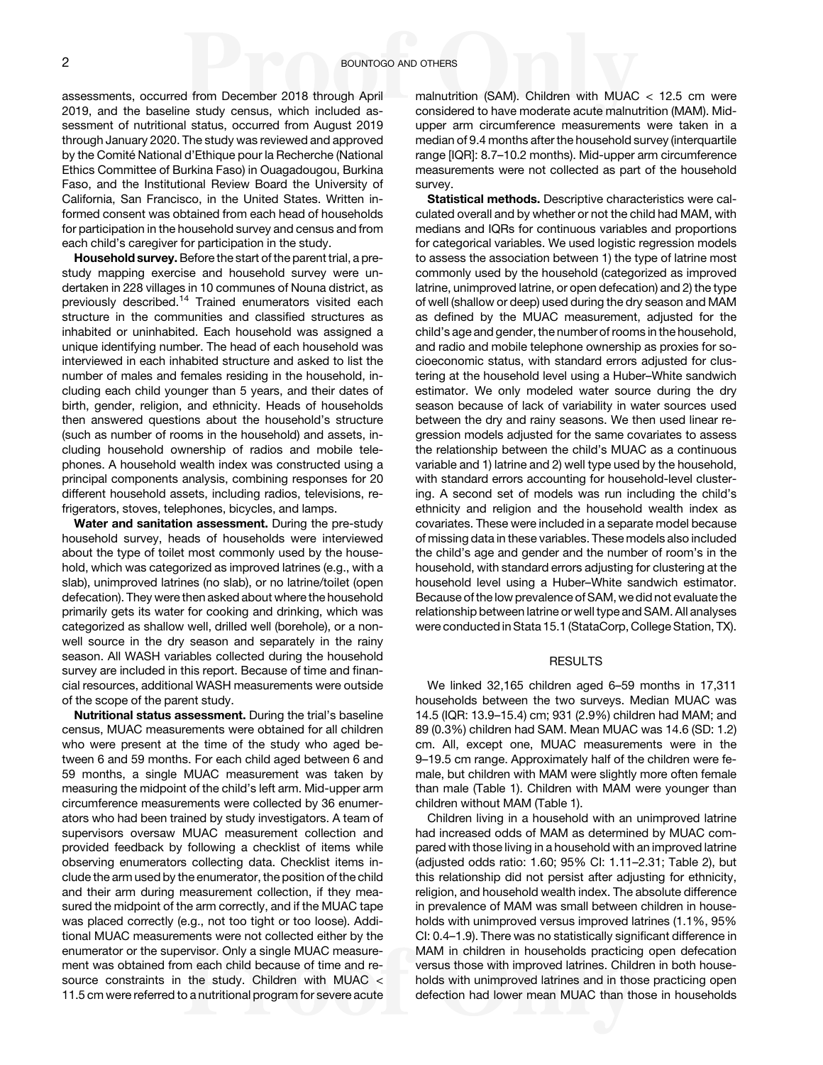assessments, occurred from December 2018 through April 2019, and the baseline study census, which included assessment of nutritional status, occurred from August 2019 through January 2020. The study was reviewed and approved by the Comité National d'Ethique pour la Recherche (National Ethics Committee of Burkina Faso) in Ouagadougou, Burkina Faso, and the Institutional Review Board the University of California, San Francisco, in the United States. Written informed consent was obtained from each head of households for participation in the household survey and census and from each child's caregiver for participation in the study.

**Household survey.** Before the start of the parent trial, a pre-study mapping exercise and household survey were undertaken in 228 villages in 10 communes of Nouna district, as previously described.[14] Trained enumerators visited each structure in the communities and classified structures as inhabited or uninhabited. Each household was assigned a unique identifying number. The head of each household was interviewed in each inhabited structure and asked to list the number of males and females residing in the household, including each child younger than 5 years, and their dates of birth, gender, religion, and ethnicity. Heads of households then answered questions about the household's structure (such as number of rooms in the household) and assets, including household ownership of radios and mobile telephones. A household wealth index was constructed using a principal components analysis, combining responses for 20 different household assets, including radios, televisions, refrigerators, stoves, telephones, bicycles, and lamps.

**Water and sanitation assessment.** During the pre-study household survey, heads of households were interviewed about the type of toilet most commonly used by the household, which was categorized as improved latrines (e.g., with a slab), unimproved latrines (no slab), or no latrine/toilet (open defecation). They were then asked about where the household primarily gets its water for cooking and drinking, which was categorized as shallow well, drilled well (borehole), or a non-well source in the dry season and separately in the rainy season. All WASH variables collected during the household survey are included in this report. Because of time and financial resources, additional WASH measurements were outside of the scope of the parent study.

**Nutritional status assessment.** During the trial's baseline census, MUAC measurements were obtained for all children who were present at the time of the study who aged between 6 and 59 months. For each child aged between 6 and 59 months, a single MUAC measurement was taken by measuring the midpoint of the child's left arm. Mid-upper arm circumference measurements were collected by 36 enumerators who had been trained by study investigators. A team of supervisors oversaw MUAC measurement collection and provided feedback by following a checklist of items while observing enumerators collecting data. Checklist items include the arm used by the enumerator, the position of the child and their arm during measurement collection, if they measured the midpoint of the arm correctly, and if the MUAC tape was placed correctly (e.g., not too tight or too loose). Additional MUAC measurements were not collected either by the enumerator or the supervisor. Only a single MUAC measurement was obtained from each child because of time and resource constraints in the study. Children with MUAC < 11.5 cm were referred to a nutritional program for severe acute malnutrition (SAM). Children with MUAC < 12.5 cm were considered to have moderate acute malnutrition (MAM). Mid-upper arm circumference measurements were taken in a median of 9.4 months after the household survey (interquartile range [IQR]: 8.7–10.2 months). Mid-upper arm circumference measurements were not collected as part of the household survey.

**Statistical methods.** Descriptive characteristics were calculated overall and by whether or not the child had MAM, with medians and IQRs for continuous variables and proportions for categorical variables. We used logistic regression models to assess the association between 1) the type of latrine most commonly used by the household (categorized as improved latrine, unimproved latrine, or open defecation) and 2) the type of well (shallow or deep) used during the dry season and MAM as defined by the MUAC measurement, adjusted for the child's age and gender, the number of rooms in the household, and radio and mobile telephone ownership as proxies for socioeconomic status, with standard errors adjusted for clustering at the household level using a Huber–White sandwich estimator. We only modeled water source during the dry season because of lack of variability in water sources used between the dry and rainy seasons. We then used linear regression models adjusted for the same covariates to assess the relationship between the child's MUAC as a continuous variable and 1) latrine and 2) well type used by the household, with standard errors accounting for household-level clustering. A second set of models was run including the child's ethnicity and religion and the household wealth index as covariates. These were included in a separate model because of missing data in these variables. These models also included the child's age and gender and the number of room's in the household, with standard errors adjusting for clustering at the household level using a Huber–White sandwich estimator. Because of the low prevalence of SAM, we did not evaluate the relationship between latrine or well type and SAM. All analyses were conducted in Stata 15.1 (StataCorp, College Station, TX).

## RESULTS

We linked 32,165 children aged 6–59 months in 17,311 households between the two surveys. Median MUAC was 14.5 (IQR: 13.9–15.4) cm; 931 (2.9%) children had MAM; and 89 (0.3%) children had SAM. Mean MUAC was 14.6 (SD: 1.2) cm. All, except one, MUAC measurements were in the 9–19.5 cm range. Approximately half of the children were female, but children with MAM were slightly more often female than male (Table 1). Children with MAM were younger than children without MAM (Table 1).

Children living in a household with an unimproved latrine had increased odds of MAM as determined by MUAC compared with those living in a household with an improved latrine (adjusted odds ratio: 1.60; 95% CI: 1.11–2.31; Table 2), but this relationship did not persist after adjusting for ethnicity, religion, and household wealth index. The absolute difference in prevalence of MAM was small between children in households with unimproved versus improved latrines (1.1%, 95% CI: 0.4–1.9). There was no statistically significant difference in MAM in children in households practicing open defecation versus those with improved latrines. Children in both households with unimproved latrines and in those practicing open defecation had lower mean MUAC than those in households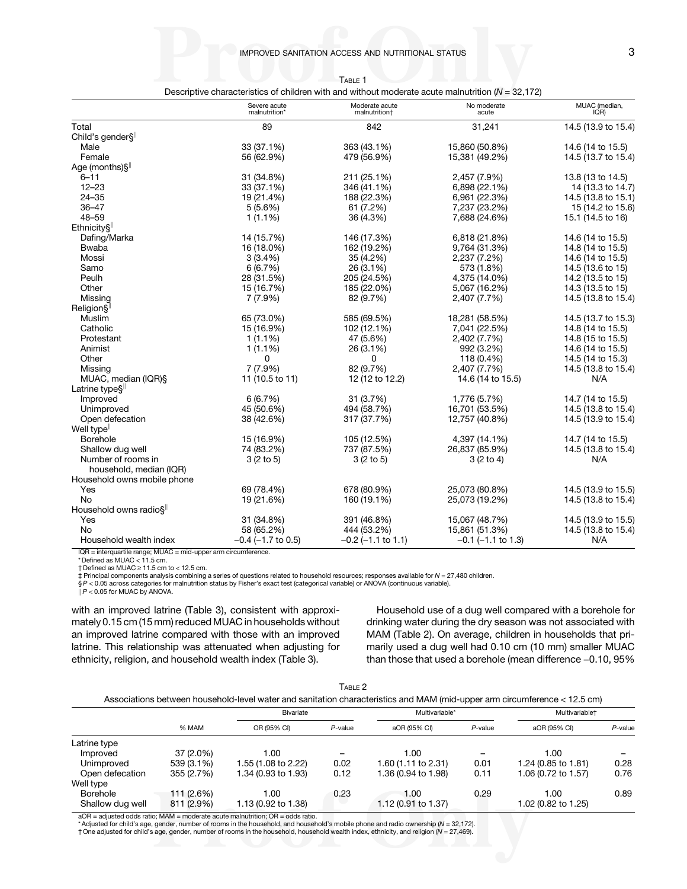Table 1

Descriptive characteristics of children with and without moderate acute malnutrition ($N$ = 32,172)

| | Severe acute malnutrition* | Moderate acute malnutrition† | No moderate acute | MUAC (median, IQR) |
|---|---|---|---|---|
| Total | 89 | 842 | 31,241 | 14.5 (13.9 to 15.4) |
| Child's gender§‖ | | | | |
| Male | 33 (37.1%) | 363 (43.1%) | 15,860 (50.8%) | 14.6 (14 to 15.5) |
| Female | 56 (62.9%) | 479 (56.9%) | 15,381 (49.2%) | 14.5 (13.7 to 15.4) |
| Age (months)§‖ | | | | |
| 6–11 | 31 (34.8%) | 211 (25.1%) | 2,457 (7.9%) | 13.8 (13 to 14.5) |
| 12–23 | 33 (37.1%) | 346 (41.1%) | 6,898 (22.1%) | 14 (13.3 to 14.7) |
| 24–35 | 19 (21.4%) | 188 (22.3%) | 6,961 (22.3%) | 14.5 (13.8 to 15.1) |
| 36–47 | 5 (5.6%) | 61 (7.2%) | 7,237 (23.2%) | 15 (14.2 to 15.6) |
| 48–59 | 1 (1.1%) | 36 (4.3%) | 7,688 (24.6%) | 15.1 (14.5 to 16) |
| Ethnicity§‖ | | | | |
| Dafing/Marka | 14 (15.7%) | 146 (17.3%) | 6,818 (21.8%) | 14.6 (14 to 15.5) |
| Bwaba | 16 (18.0%) | 162 (19.2%) | 9,764 (31.3%) | 14.8 (14 to 15.5) |
| Mossi | 3 (3.4%) | 35 (4.2%) | 2,237 (7.2%) | 14.6 (14 to 15.5) |
| Samo | 6 (6.7%) | 26 (3.1%) | 573 (1.8%) | 14.5 (13.6 to 15) |
| Peulh | 28 (31.5%) | 205 (24.5%) | 4,375 (14.0%) | 14.2 (13.5 to 15) |
| Other | 15 (16.7%) | 185 (22.0%) | 5,067 (16.2%) | 14.3 (13.5 to 15) |
| Missing | 7 (7.9%) | 82 (9.7%) | 2,407 (7.7%) | 14.5 (13.8 to 15.4) |
| Religion§‖ | | | | |
| Muslim | 65 (73.0%) | 585 (69.5%) | 18,281 (58.5%) | 14.5 (13.7 to 15.3) |
| Catholic | 15 (16.9%) | 102 (12.1%) | 7,041 (22.5%) | 14.8 (14 to 15.5) |
| Protestant | 1 (1.1%) | 47 (5.6%) | 2,402 (7.7%) | 14.8 (15 to 15.5) |
| Animist | 1 (1.1%) | 26 (3.1%) | 992 (3.2%) | 14.6 (14 to 15.5) |
| Other | 0 | 0 | 118 (0.4%) | 14.5 (14 to 15.3) |
| Missing | 7 (7.9%) | 82 (9.7%) | 2,407 (7.7%) | 14.5 (13.8 to 15.4) |
| MUAC, median (IQR)§ | 11 (10.5 to 11) | 12 (12 to 12.2) | 14.6 (14 to 15.5) | N/A |
| Latrine type§‖ | | | | |
| Improved | 6 (6.7%) | 31 (3.7%) | 1,776 (5.7%) | 14.7 (14 to 15.5) |
| Unimproved | 45 (50.6%) | 494 (58.7%) | 16,701 (53.5%) | 14.5 (13.8 to 15.4) |
| Open defecation | 38 (42.6%) | 317 (37.7%) | 12,757 (40.8%) | 14.5 (13.9 to 15.4) |
| Well type‖ | | | | |
| Borehole | 15 (16.9%) | 105 (12.5%) | 4,397 (14.1%) | 14.7 (14 to 15.5) |
| Shallow dug well | 74 (83.2%) | 737 (87.5%) | 26,837 (85.9%) | 14.5 (13.8 to 15.4) |
| Number of rooms in household, median (IQR) | 3 (2 to 5) | 3 (2 to 5) | 3 (2 to 4) | N/A |
| Household owns mobile phone | | | | |
| Yes | 69 (78.4%) | 678 (80.9%) | 25,073 (80.8%) | 14.5 (13.9 to 15.5) |
| No | 19 (21.6%) | 160 (19.1%) | 25,073 (19.2%) | 14.5 (13.8 to 15.4) |
| Household owns radio§‖ | | | | |
| Yes | 31 (34.8%) | 391 (46.8%) | 15,067 (48.7%) | 14.5 (13.9 to 15.5) |
| No | 58 (65.2%) | 444 (53.2%) | 15,861 (51.3%) | 14.5 (13.8 to 15.4) |
| Household wealth index | −0.4 (−1.7 to 0.5) | −0.2 (−1.1 to 1.1) | −0.1 (−1.1 to 1.3) | N/A |

IQR = interquartile range; MUAC = mid-upper arm circumference.
* Defined as MUAC < 11.5 cm.
† Defined as MUAC ≥ 11.5 cm to < 12.5 cm.
‡ Principal components analysis combining a series of questions related to household resources; responses available for $N$ = 27,480 children.
§ $P < 0.05$ across categories for malnutrition status by Fisher's exact test (categorical variable) or ANOVA (continuous variable).
‖ $P < 0.05$ for MUAC by ANOVA.

with an improved latrine (Table 3), consistent with approximately 0.15 cm (15 mm) reduced MUAC in households without an improved latrine compared with those with an improved latrine. This relationship was attenuated when adjusting for ethnicity, religion, and household wealth index (Table 3).

Household use of a dug well compared with a borehole for drinking water during the dry season was not associated with MAM (Table 2). On average, children in households that primarily used a dug well had 0.10 cm (10 mm) smaller MUAC than those that used a borehole (mean difference −0.10, 95%

Table 2

Associations between household-level water and sanitation characteristics and MAM (mid-upper arm circumference < 12.5 cm)

| | | Bivariate | | Multivariable* | | Multivariable† | |
|---|---|---|---|---|---|---|---|
| | % MAM | OR (95% CI) | $P$-value | aOR (95% CI) | $P$-value | aOR (95% CI) | $P$-value |
| Latrine type | | | | | | | |
| Improved | 37 (2.0%) | 1.00 | – | 1.00 | – | 1.00 | – |
| Unimproved | 539 (3.1%) | 1.55 (1.08 to 2.22) | 0.02 | 1.60 (1.11 to 2.31) | 0.01 | 1.24 (0.85 to 1.81) | 0.28 |
| Open defecation | 355 (2.7%) | 1.34 (0.93 to 1.93) | 0.12 | 1.36 (0.94 to 1.98) | 0.11 | 1.06 (0.72 to 1.57) | 0.76 |
| Well type | | | | | | | |
| Borehole | 111 (2.6%) | 1.00 | 0.23 | 1.00 | 0.29 | 1.00 | 0.89 |
| Shallow dug well | 811 (2.9%) | 1.13 (0.92 to 1.38) | | 1.12 (0.91 to 1.37) | | 1.02 (0.82 to 1.25) | |

aOR = adjusted odds ratio; MAM = moderate acute malnutrition; OR = odds ratio.
* Adjusted for child's age, gender, number of rooms in the household, and household's mobile phone and radio ownership ($N$ = 32,172).
† One adjusted for child's age, gender, number of rooms in the household, household wealth index, ethnicity, and religion ($N$ = 27,469).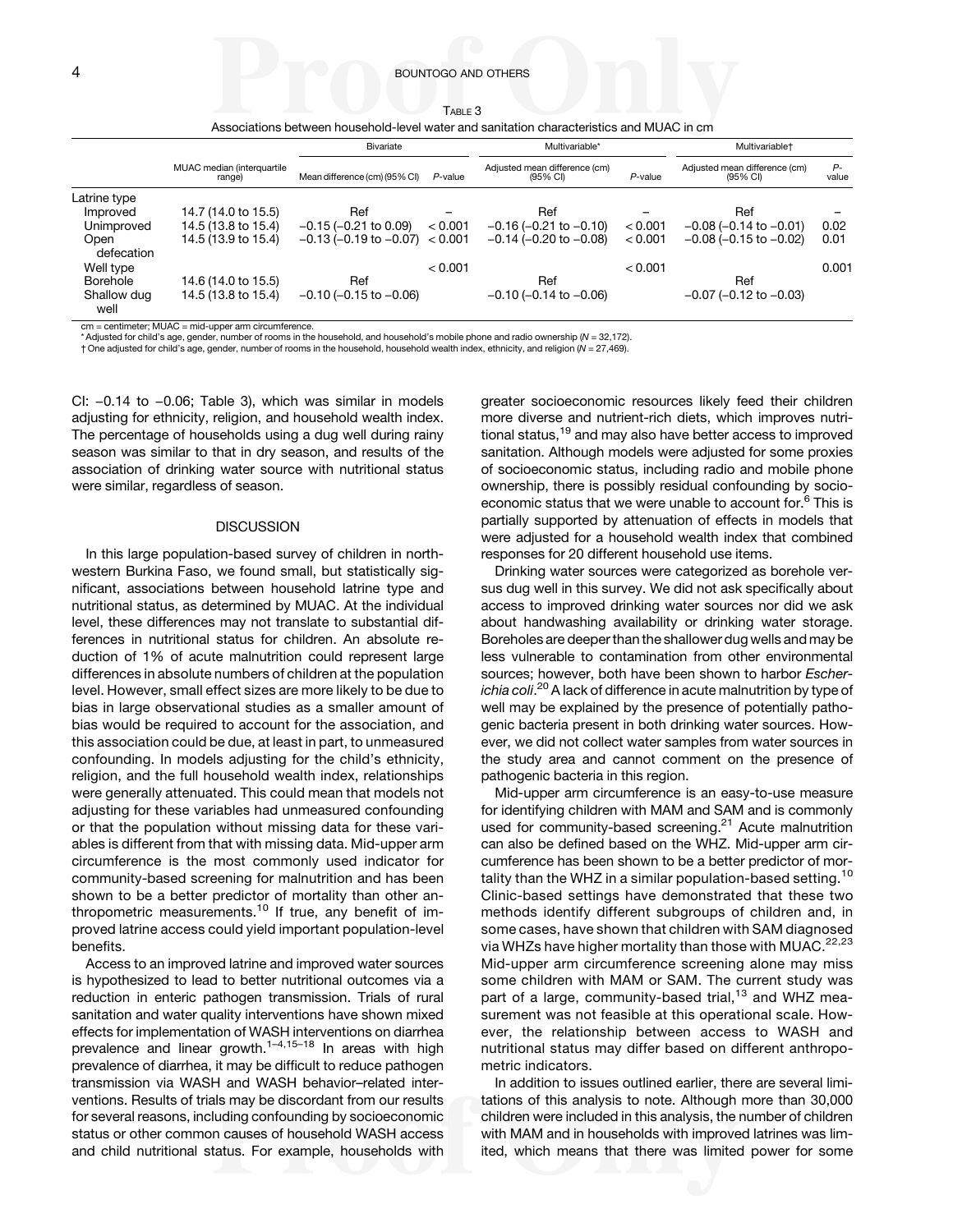Table 3

Associations between household-level water and sanitation characteristics and MUAC in cm

| | MUAC median (interquartile range) | Bivariate | | Multivariable* | | Multivariable† | |
|---|---|---|---|---|---|---|---|
| | | Mean difference (cm) (95% CI) | P-value | Adjusted mean difference (cm) (95% CI) | P-value | Adjusted mean difference (cm) (95% CI) | P-value |
| Latrine type | | | | | | | |
| Improved | 14.7 (14.0 to 15.5) | Ref | – | Ref | – | Ref | – |
| Unimproved | 14.5 (13.8 to 15.4) | −0.15 (−0.21 to 0.09) | < 0.001 | −0.16 (−0.21 to −0.10) | < 0.001 | −0.08 (−0.14 to −0.01) | 0.02 |
| Open defecation | 14.5 (13.9 to 15.4) | −0.13 (−0.19 to −0.07) | < 0.001 | −0.14 (−0.20 to −0.08) | < 0.001 | −0.08 (−0.15 to −0.02) | 0.01 |
| Well type | | | < 0.001 | | < 0.001 | | 0.001 |
| Borehole | 14.6 (14.0 to 15.5) | Ref | | Ref | | Ref | |
| Shallow dug well | 14.5 (13.8 to 15.4) | −0.10 (−0.15 to −0.06) | | −0.10 (−0.14 to −0.06) | | −0.07 (−0.12 to −0.03) | |

cm = centimeter; MUAC = mid-upper arm circumference.
* Adjusted for child's age, gender, number of rooms in the household, and household's mobile phone and radio ownership ($N$ = 32,172).
† One adjusted for child's age, gender, number of rooms in the household, household wealth index, ethnicity, and religion ($N$ = 27,469).

CI: −0.14 to −0.06; Table 3), which was similar in models adjusting for ethnicity, religion, and household wealth index. The percentage of households using a dug well during rainy season was similar to that in dry season, and results of the association of drinking water source with nutritional status were similar, regardless of season.

## DISCUSSION

In this large population-based survey of children in northwestern Burkina Faso, we found small, but statistically significant, associations between household latrine type and nutritional status, as determined by MUAC. At the individual level, these differences may not translate to substantial differences in nutritional status for children. An absolute reduction of 1% of acute malnutrition could represent large differences in absolute numbers of children at the population level. However, small effect sizes are more likely to be due to bias in large observational studies as a smaller amount of bias would be required to account for the association, and this association could be due, at least in part, to unmeasured confounding. In models adjusting for the child's ethnicity, religion, and the full household wealth index, relationships were generally attenuated. This could mean that models not adjusting for these variables had unmeasured confounding or that the population without missing data for these variables is different from that with missing data. Mid-upper arm circumference is the most commonly used indicator for community-based screening for malnutrition and has been shown to be a better predictor of mortality than other anthropometric measurements.[10] If true, any benefit of improved latrine access could yield important population-level benefits.

Access to an improved latrine and improved water sources is hypothesized to lead to better nutritional outcomes via a reduction in enteric pathogen transmission. Trials of rural sanitation and water quality interventions have shown mixed effects for implementation of WASH interventions on diarrhea prevalence and linear growth.[1–4,15–18] In areas with high prevalence of diarrhea, it may be difficult to reduce pathogen transmission via WASH and WASH behavior–related interventions. Results of trials may be discordant from our results for several reasons, including confounding by socioeconomic status or other common causes of household WASH access and child nutritional status. For example, households with greater socioeconomic resources likely feed their children more diverse and nutrient-rich diets, which improves nutritional status,[19] and may also have better access to improved sanitation. Although models were adjusted for some proxies of socioeconomic status, including radio and mobile phone ownership, there is possibly residual confounding by socioeconomic status that we were unable to account for.[6] This is partially supported by attenuation of effects in models that were adjusted for a household wealth index that combined responses for 20 different household use items.

Drinking water sources were categorized as borehole versus dug well in this survey. We did not ask specifically about access to improved drinking water sources nor did we ask about handwashing availability or drinking water storage. Boreholes are deeper than the shallower dug wells and may be less vulnerable to contamination from other environmental sources; however, both have been shown to harbor *Escherichia coli*.[20] A lack of difference in acute malnutrition by type of well may be explained by the presence of potentially pathogenic bacteria present in both drinking water sources. However, we did not collect water samples from water sources in the study area and cannot comment on the presence of pathogenic bacteria in this region.

Mid-upper arm circumference is an easy-to-use measure for identifying children with MAM and SAM and is commonly used for community-based screening.[21] Acute malnutrition can also be defined based on the WHZ. Mid-upper arm circumference has been shown to be a better predictor of mortality than the WHZ in a similar population-based setting.[10] Clinic-based settings have demonstrated that these two methods identify different subgroups of children and, in some cases, have shown that children with SAM diagnosed via WHZs have higher mortality than those with MUAC.[22,23] Mid-upper arm circumference screening alone may miss some children with MAM or SAM. The current study was part of a large, community-based trial,[13] and WHZ measurement was not feasible at this operational scale. However, the relationship between access to WASH and nutritional status may differ based on different anthropometric indicators.

In addition to issues outlined earlier, there are several limitations of this analysis to note. Although more than 30,000 children were included in this analysis, the number of children with MAM and in households with improved latrines was limited, which means that there was limited power for some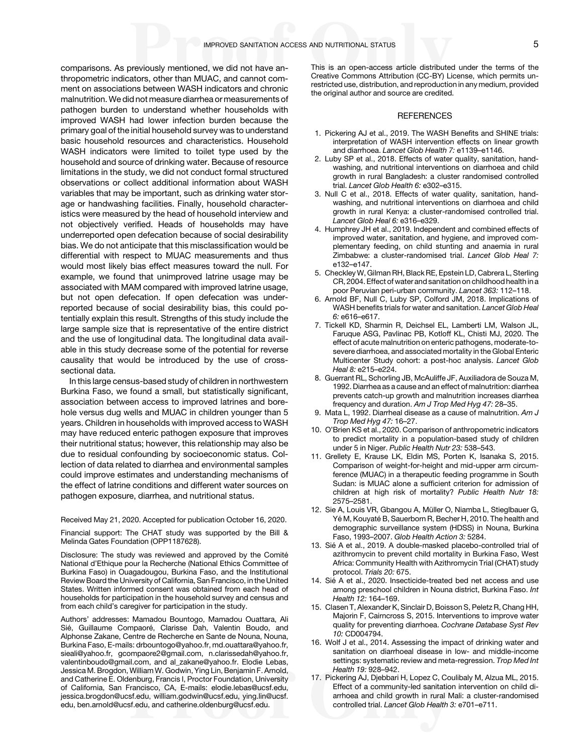comparisons. As previously mentioned, we did not have anthropometric indicators, other than MUAC, and cannot comment on associations between WASH indicators and chronic malnutrition. We did not measure diarrhea or measurements of pathogen burden to understand whether households with improved WASH had lower infection burden because the primary goal of the initial household survey was to understand basic household resources and characteristics. Household WASH indicators were limited to toilet type used by the household and source of drinking water. Because of resource limitations in the study, we did not conduct formal structured observations or collect additional information about WASH variables that may be important, such as drinking water storage or handwashing facilities. Finally, household characteristics were measured by the head of household interview and not objectively verified. Heads of households may have underreported open defecation because of social desirability bias. We do not anticipate that this misclassification would be differential with respect to MUAC measurements and thus would most likely bias effect measures toward the null. For example, we found that unimproved latrine usage may be associated with MAM compared with improved latrine usage, but not open defecation. If open defecation was underreported because of social desirability bias, this could potentially explain this result. Strengths of this study include the large sample size that is representative of the entire district and the use of longitudinal data. The longitudinal data available in this study decrease some of the potential for reverse causality that would be introduced by the use of cross-sectional data.

In this large census-based study of children in northwestern Burkina Faso, we found a small, but statistically significant, association between access to improved latrines and borehole versus dug wells and MUAC in children younger than 5 years. Children in households with improved access to WASH may have reduced enteric pathogen exposure that improves their nutritional status; however, this relationship may also be due to residual confounding by socioeconomic status. Collection of data related to diarrhea and environmental samples could improve estimates and understanding mechanisms of the effect of latrine conditions and different water sources on pathogen exposure, diarrhea, and nutritional status.

Received May 21, 2020. Accepted for publication October 16, 2020.

Financial support: The CHAT study was supported by the Bill & Melinda Gates Foundation (OPP1187628).

Disclosure: The study was reviewed and approved by the Comité National d'Ethique pour la Recherche (National Ethics Committee of Burkina Faso) in Ouagadougou, Burkina Faso, and the Institutional Review Board the University of California, San Francisco, in the United States. Written informed consent was obtained from each head of households for participation in the household survey and census and from each child's caregiver for participation in the study.

Authors' addresses: Mamadou Bountogo, Mamadou Ouattara, Ali Sié, Guillaume Compaoré, Clarisse Dah, Valentin Boudo, and Alphonse Zakane, Centre de Recherche en Sante de Nouna, Nouna, Burkina Faso, E-mails: drbountogo@yahoo.fr, md.ouattara@yahoo.fr, sieali@yahoo.fr, gcompaore2@gmail.com, n.clarissedah@yahoo.fr, valentinboudo@gmail.com, and al_zakane@yahoo.fr. Elodie Lebas, Jessica M. Brogdon, William W. Godwin, Ying Lin, Benjamin F. Arnold, and Catherine E. Oldenburg, Francis I. Proctor Foundation, University of California, San Francisco, CA, E-mails: elodie.lebas@ucsf.edu, jessica.brogdon@ucsf.edu, william.godwin@ucsf.edu, ying.lin@ucsf.edu, ben.arnold@ucsf.edu, and catherine.oldenburg@ucsf.edu.

This is an open-access article distributed under the terms of the Creative Commons Attribution (CC-BY) License, which permits unrestricted use, distribution, and reproduction in any medium, provided the original author and source are credited.

## REFERENCES

1. Pickering AJ et al., 2019. The WASH Benefits and SHINE trials: interpretation of WASH intervention effects on linear growth and diarrhoea. *Lancet Glob Health 7:* e1139–e1146.
2. Luby SP et al., 2018. Effects of water quality, sanitation, handwashing, and nutritional interventions on diarrhoea and child growth in rural Bangladesh: a cluster randomised controlled trial. *Lancet Glob Health 6:* e302–e315.
3. Null C et al., 2018. Effects of water quality, sanitation, handwashing, and nutritional interventions on diarrhoea and child growth in rural Kenya: a cluster-randomised controlled trial. *Lancet Glob Heal 6:* e316–e329.
4. Humphrey JH et al., 2019. Independent and combined effects of improved water, sanitation, and hygiene, and improved complementary feeding, on child stunting and anaemia in rural Zimbabwe: a cluster-randomised trial. *Lancet Glob Heal 7:* e132–e147.
5. Checkley W, Gilman RH, Black RE, Epstein LD, Cabrera L, Sterling CR, 2004. Effect of water and sanitation on childhood health in a poor Peruvian peri-urban community. *Lancet 363:* 112–118.
6. Arnold BF, Null C, Luby SP, Colford JM, 2018. Implications of WASH benefits trials for water and sanitation. *Lancet Glob Heal 6:* e616–e617.
7. Tickell KD, Sharmin R, Deichsel EL, Lamberti LM, Walson JL, Faruque ASG, Pavlinac PB, Kotloff KL, Chisti MJ, 2020. The effect of acute malnutrition on enteric pathogens, moderate-to-severe diarrhoea, and associated mortality in the Global Enteric Multicenter Study cohort: a post-hoc analysis. *Lancet Glob Heal 8:* e215–e224.
8. Guerrant RL, Schorling JB, McAuliffe JF, Auxiliadora de Souza M, 1992. Diarrhea as a cause and an effect of malnutrition: diarrhea prevents catch-up growth and malnutrition increases diarrhea frequency and duration. *Am J Trop Med Hyg 47:* 28–35.
9. Mata L, 1992. Diarrheal disease as a cause of malnutrition. *Am J Trop Med Hyg 47:* 16–27.
10. O'Brien KS et al., 2020. Comparison of anthropometric indicators to predict mortality in a population-based study of children under 5 in Niger. *Public Health Nutr 23:* 538–543.
11. Grellety E, Krause LK, Eldin MS, Porten K, Isanaka S, 2015. Comparison of weight-for-height and mid-upper arm circumference (MUAC) in a therapeutic feeding programme in South Sudan: is MUAC alone a sufficient criterion for admission of children at high risk of mortality? *Public Health Nutr 18:* 2575–2581.
12. Sie A, Louis VR, Gbangou A, Müller O, Niamba L, Stieglbauer G, Yé M, Kouyaté B, Sauerborn R, Becher H, 2010. The health and demographic surveillance system (HDSS) in Nouna, Burkina Faso, 1993–2007. *Glob Health Action 3:* 5284.
13. Sié A et al., 2019. A double-masked placebo-controlled trial of azithromycin to prevent child mortality in Burkina Faso, West Africa: Community Health with Azithromycin Trial (CHAT) study protocol. *Trials 20:* 675.
14. Sié A et al., 2020. Insecticide-treated bed net access and use among preschool children in Nouna district, Burkina Faso. *Int Health 12:* 164–169.
15. Clasen T, Alexander K, Sinclair D, Boisson S, Peletz R, Chang HH, Majorin F, Cairncross S, 2015. Interventions to improve water quality for preventing diarrhoea. *Cochrane Database Syst Rev 10:* CD004794.
16. Wolf J et al., 2014. Assessing the impact of drinking water and sanitation on diarrhoeal disease in low- and middle-income settings: systematic review and meta-regression. *Trop Med Int Health 19:* 928–942.
17. Pickering AJ, Djebbari H, Lopez C, Coulibaly M, Alzua ML, 2015. Effect of a community-led sanitation intervention on child diarrhoea and child growth in rural Mali: a cluster-randomised controlled trial. *Lancet Glob Health 3:* e701–e711.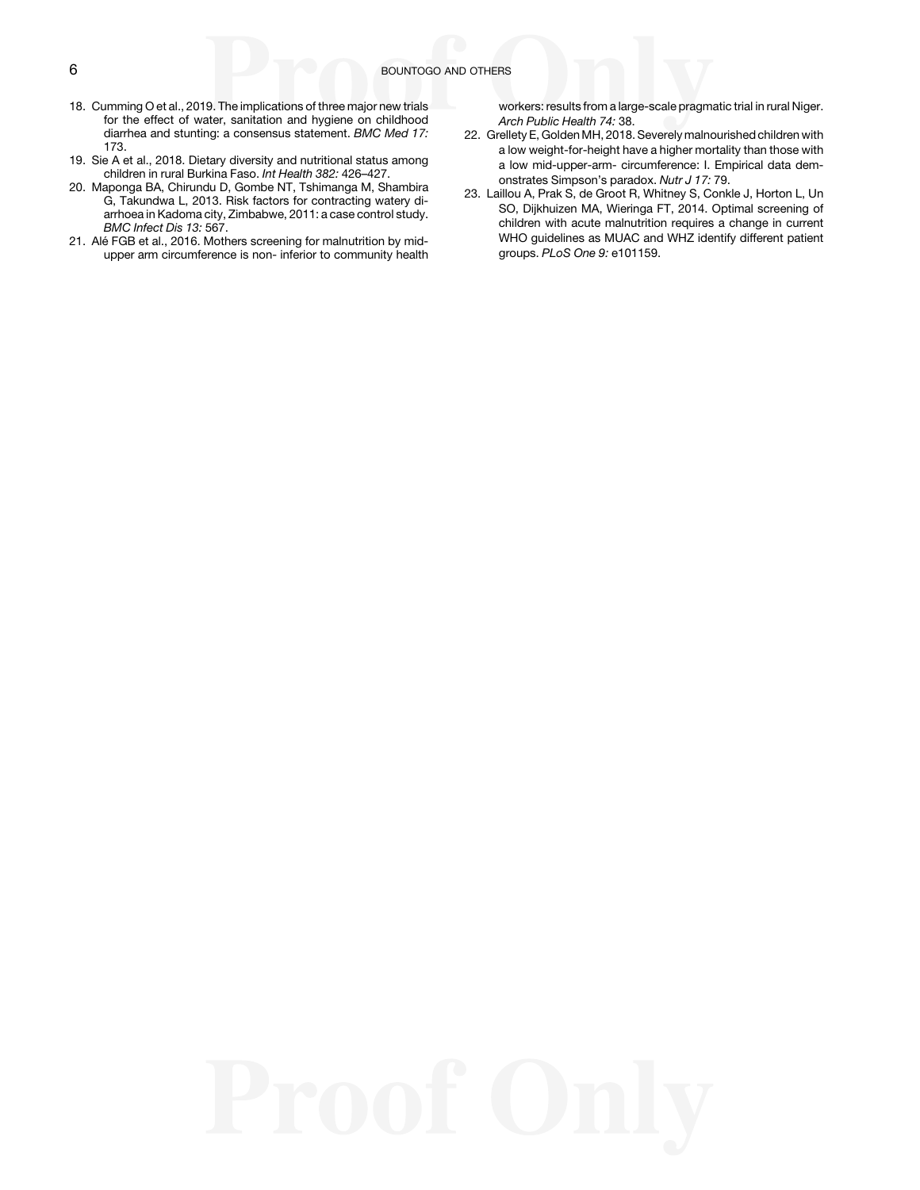18. Cumming O et al., 2019. The implications of three major new trials for the effect of water, sanitation and hygiene on childhood diarrhea and stunting: a consensus statement. *BMC Med 17:* 173.
19. Sie A et al., 2018. Dietary diversity and nutritional status among children in rural Burkina Faso. *Int Health 382:* 426–427.
20. Maponga BA, Chirundu D, Gombe NT, Tshimanga M, Shambira G, Takundwa L, 2013. Risk factors for contracting watery diarrhoea in Kadoma city, Zimbabwe, 2011: a case control study. *BMC Infect Dis 13:* 567.
21. Alé FGB et al., 2016. Mothers screening for malnutrition by mid-upper arm circumference is non- inferior to community health workers: results from a large-scale pragmatic trial in rural Niger. *Arch Public Health 74:* 38.
22. Grellety E, Golden MH, 2018. Severely malnourished children with a low weight-for-height have a higher mortality than those with a low mid-upper-arm- circumference: I. Empirical data demonstrates Simpson's paradox. *Nutr J 17:* 79.
23. Laillou A, Prak S, de Groot R, Whitney S, Conkle J, Horton L, Un SO, Dijkhuizen MA, Wieringa FT, 2014. Optimal screening of children with acute malnutrition requires a change in current WHO guidelines as MUAC and WHZ identify different patient groups. *PLoS One 9:* e101159.